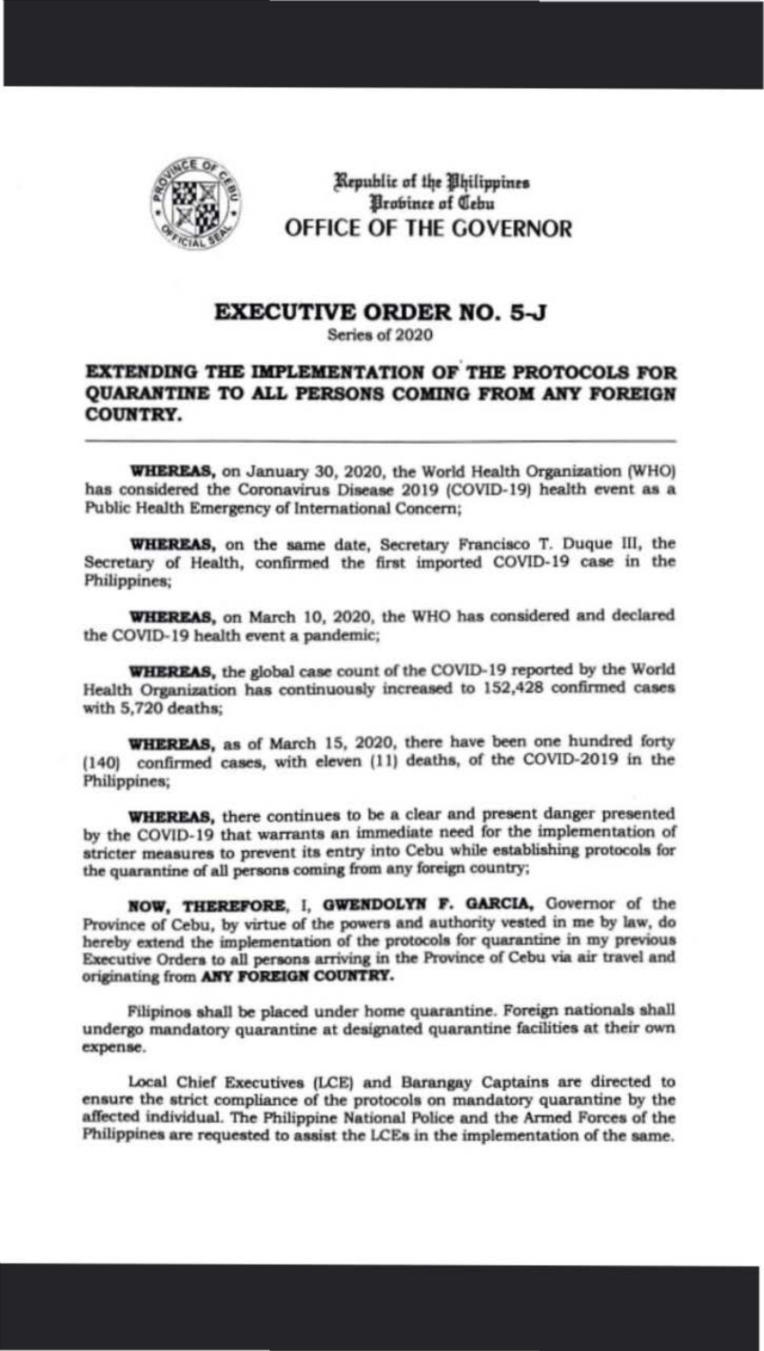Republic of the Philippines
Province of Cebu
OFFICE OF THE GOVERNOR

# EXECUTIVE ORDER NO. 5-J

Series of 2020

## EXTENDING THE IMPLEMENTATION OF THE PROTOCOLS FOR QUARANTINE TO ALL PERSONS COMING FROM ANY FOREIGN COUNTRY.

---

**WHEREAS,** on January 30, 2020, the World Health Organization (WHO) has considered the Coronavirus Disease 2019 (COVID-19) health event as a Public Health Emergency of International Concern;

**WHEREAS,** on the same date, Secretary Francisco T. Duque III, the Secretary of Health, confirmed the first imported COVID-19 case in the Philippines;

**WHEREAS,** on March 10, 2020, the WHO has considered and declared the COVID-19 health event a pandemic;

**WHEREAS,** the global case count of the COVID-19 reported by the World Health Organization has continuously increased to 152,428 confirmed cases with 5,720 deaths;

**WHEREAS,** as of March 15, 2020, there have been one hundred forty (140) confirmed cases, with eleven (11) deaths, of the COVID-2019 in the Philippines;

**WHEREAS,** there continues to be a clear and present danger presented by the COVID-19 that warrants an immediate need for the implementation of stricter measures to prevent its entry into Cebu while establishing protocols for the quarantine of all persons coming from any foreign country;

**NOW, THEREFORE,** I, **GWENDOLYN F. GARCIA,** Governor of the Province of Cebu, by virtue of the powers and authority vested in me by law, do hereby extend the implementation of the protocols for quarantine in my previous Executive Orders to all persons arriving in the Province of Cebu via air travel and originating from **ANY FOREIGN COUNTRY.**

Filipinos shall be placed under home quarantine. Foreign nationals shall undergo mandatory quarantine at designated quarantine facilities at their own expense.

Local Chief Executives (LCE) and Barangay Captains are directed to ensure the strict compliance of the protocols on mandatory quarantine by the affected individual. The Philippine National Police and the Armed Forces of the Philippines are requested to assist the LCEs in the implementation of the same.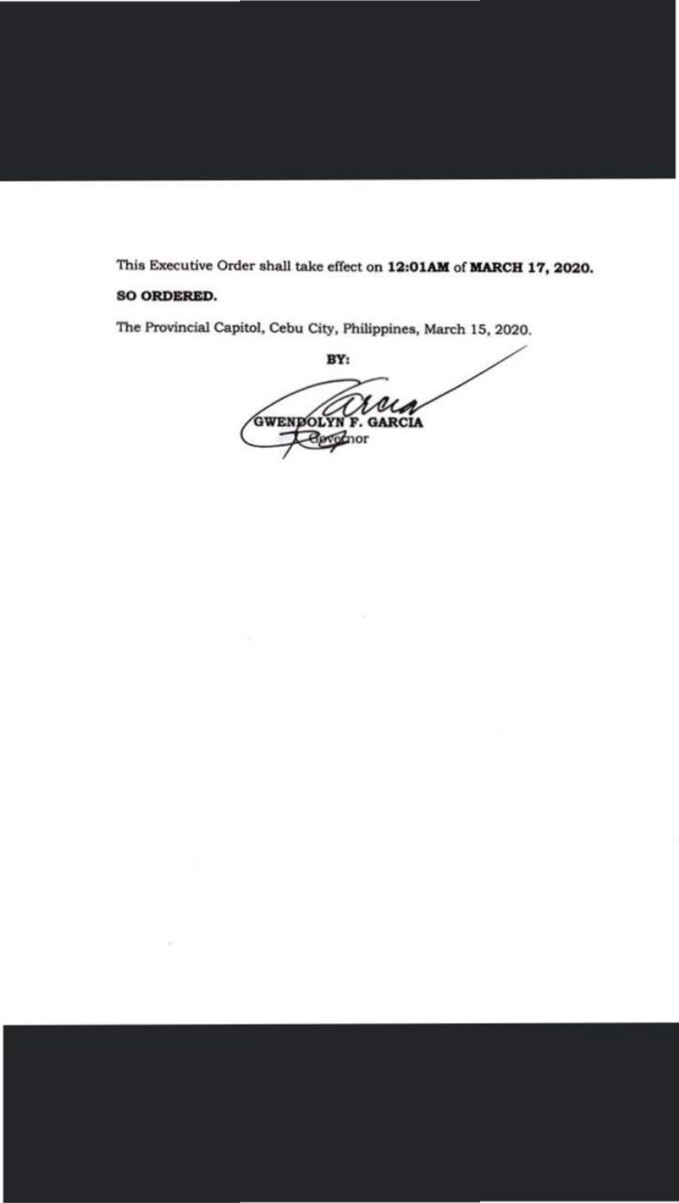This Executive Order shall take effect on **12:01AM** of **MARCH 17, 2020.**

**SO ORDERED.**

The Provincial Capitol, Cebu City, Philippines, March 15, 2020.

**BY:**

**GWENDOLYN F. GARCIA**
Governor